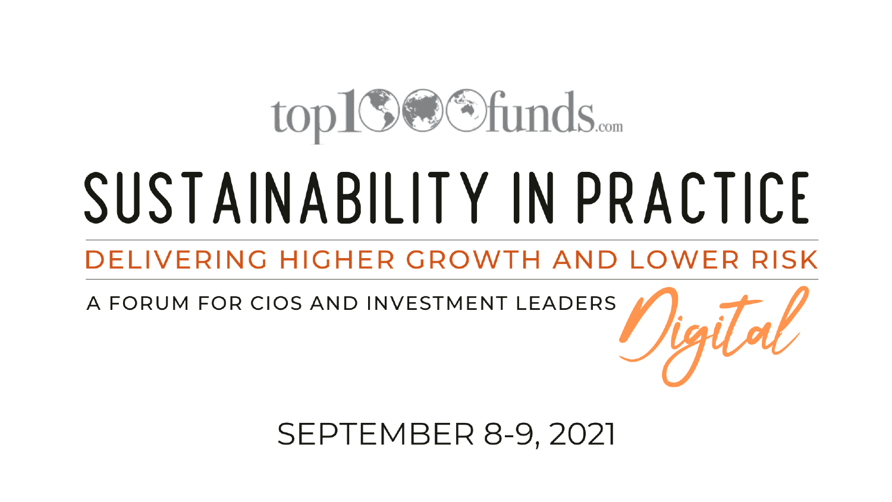top1000funds.com

# SUSTAINABILITY IN PRACTICE

## DELIVERING HIGHER GROWTH AND LOWER RISK

A FORUM FOR CIOS AND INVESTMENT LEADERS

*Digital*

SEPTEMBER 8-9, 2021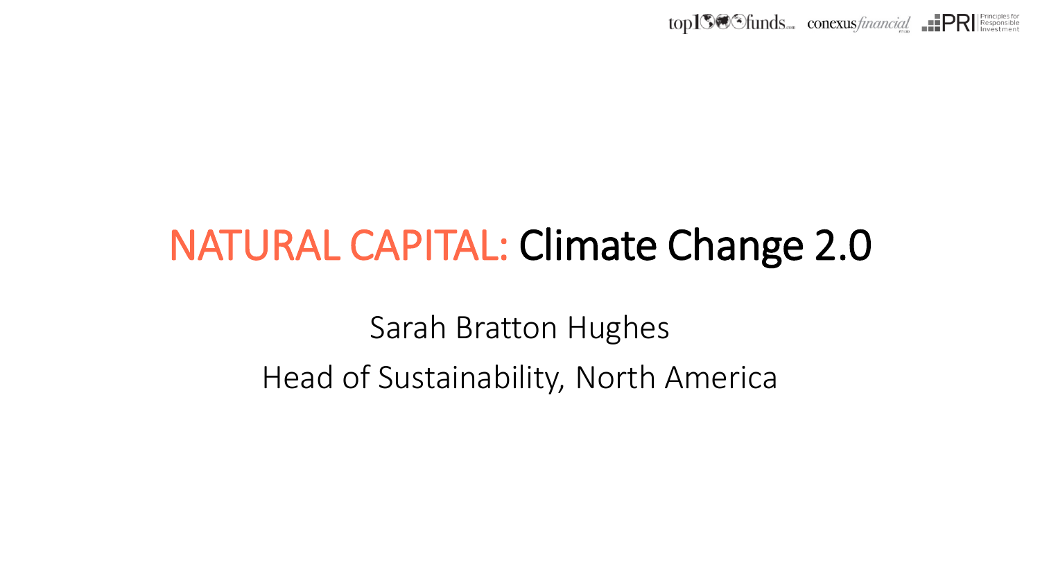# NATURAL CAPITAL: Climate Change 2.0

Sarah Bratton Hughes

Head of Sustainability, North America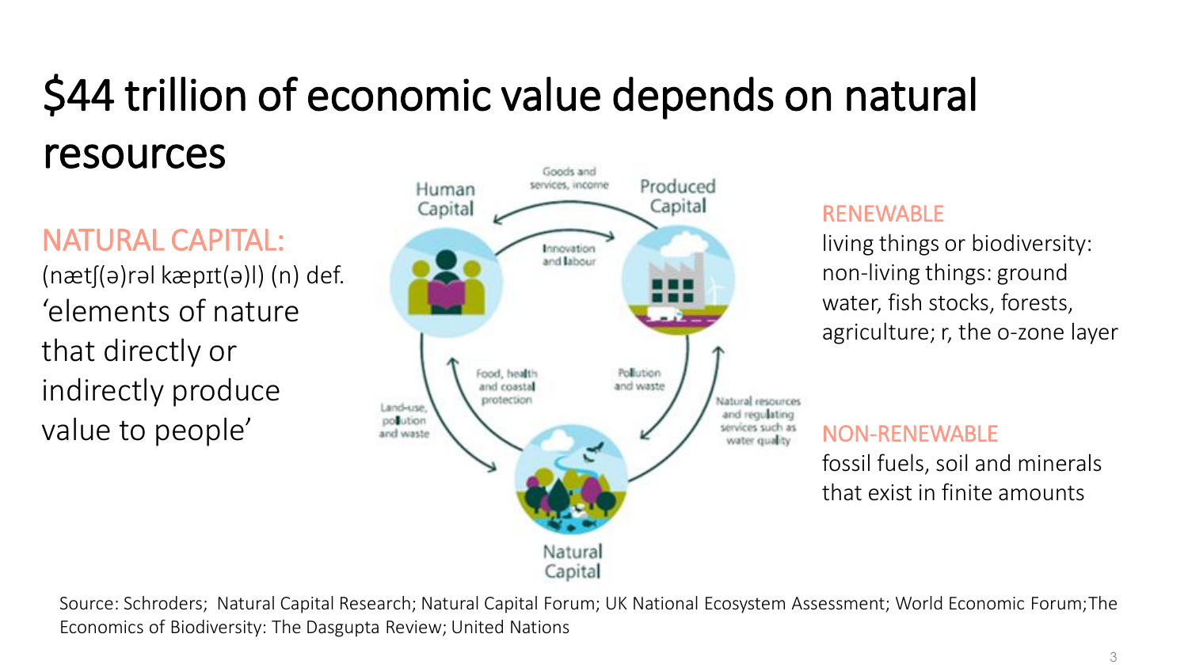# $44 trillion of economic value depends on natural resources

**NATURAL CAPITAL:**

(nætʃ(ə)rəl kæpɪt(ə)l) (n) def. 'elements of nature that directly or indirectly produce value to people'

Human Capital

Produced Capital

Natural Capital

Goods and services, income

Innovation and labour

Food, health and coastal protection

Pollution and waste

Land-use, pollution and waste

Natural resources and regulating services such as water quality

**RENEWABLE**

living things or biodiversity: non-living things: ground water, fish stocks, forests, agriculture; r, the o-zone layer

**NON-RENEWABLE**

fossil fuels, soil and minerals that exist in finite amounts

Source: Schroders; Natural Capital Research; Natural Capital Forum; UK National Ecosystem Assessment; World Economic Forum;The Economics of Biodiversity: The Dasgupta Review; United Nations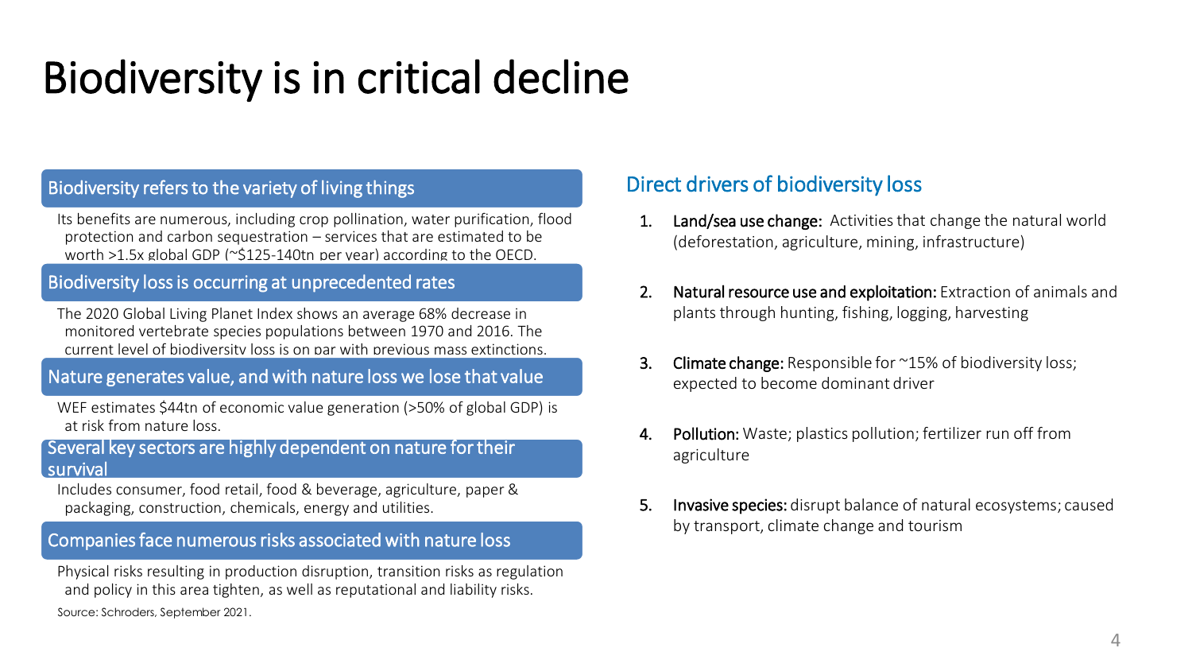# Biodiversity is in critical decline

## Biodiversity refers to the variety of living things

Its benefits are numerous, including crop pollination, water purification, flood protection and carbon sequestration – services that are estimated to be worth >1.5x global GDP (~$125-140tn per year) according to the OECD.

## Biodiversity loss is occurring at unprecedented rates

The 2020 Global Living Planet Index shows an average 68% decrease in monitored vertebrate species populations between 1970 and 2016. The current level of biodiversity loss is on par with previous mass extinctions.

## Nature generates value, and with nature loss we lose that value

WEF estimates $44tn of economic value generation (>50% of global GDP) is at risk from nature loss.

## Several key sectors are highly dependent on nature for their survival

Includes consumer, food retail, food & beverage, agriculture, paper & packaging, construction, chemicals, energy and utilities.

## Companies face numerous risks associated with nature loss

Physical risks resulting in production disruption, transition risks as regulation and policy in this area tighten, as well as reputational and liability risks.

Source: Schroders, September 2021.

## Direct drivers of biodiversity loss

1. **Land/sea use change:** Activities that change the natural world (deforestation, agriculture, mining, infrastructure)
2. **Natural resource use and exploitation:** Extraction of animals and plants through hunting, fishing, logging, harvesting
3. **Climate change:** Responsible for ~15% of biodiversity loss; expected to become dominant driver
4. **Pollution:** Waste; plastics pollution; fertilizer run off from agriculture
5. **Invasive species:** disrupt balance of natural ecosystems; caused by transport, climate change and tourism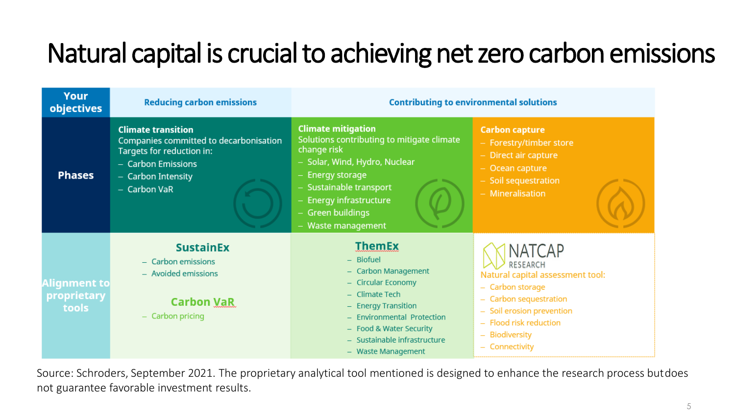# Natural capital is crucial to achieving net zero carbon emissions

| Your objectives | Reducing carbon emissions | Contributing to environmental solutions | |
|---|---|---|---|
| **Phases** | **Climate transition**<br>Companies committed to decarbonisation<br>Targets for reduction in:<br>– Carbon Emissions<br>– Carbon Intensity<br>– Carbon VaR | **Climate mitigation**<br>Solutions contributing to mitigate climate change risk<br>– Solar, Wind, Hydro, Nuclear<br>– Energy storage<br>– Sustainable transport<br>– Energy infrastructure<br>– Green buildings<br>– Waste management | **Carbon capture**<br>– Forestry/timber store<br>– Direct air capture<br>– Ocean capture<br>– Soil sequestration<br>– Mineralisation |
| **Alignment to proprietary tools** | **SustainEx**<br>– Carbon emissions<br>– Avoided emissions<br><br>**Carbon VaR**<br>– Carbon pricing | **ThemEx**<br>– Biofuel<br>– Carbon Management<br>– Circular Economy<br>– Climate Tech<br>– Energy Transition<br>– Environmental Protection<br>– Food & Water Security<br>– Sustainable infrastructure<br>– Waste Management | **NATCAP RESEARCH**<br>Natural capital assessment tool:<br>– Carbon storage<br>– Carbon sequestration<br>– Soil erosion prevention<br>– Flood risk reduction<br>– Biodiversity<br>– Connectivity |

Source: Schroders, September 2021. The proprietary analytical tool mentioned is designed to enhance the research process but does not guarantee favorable investment results.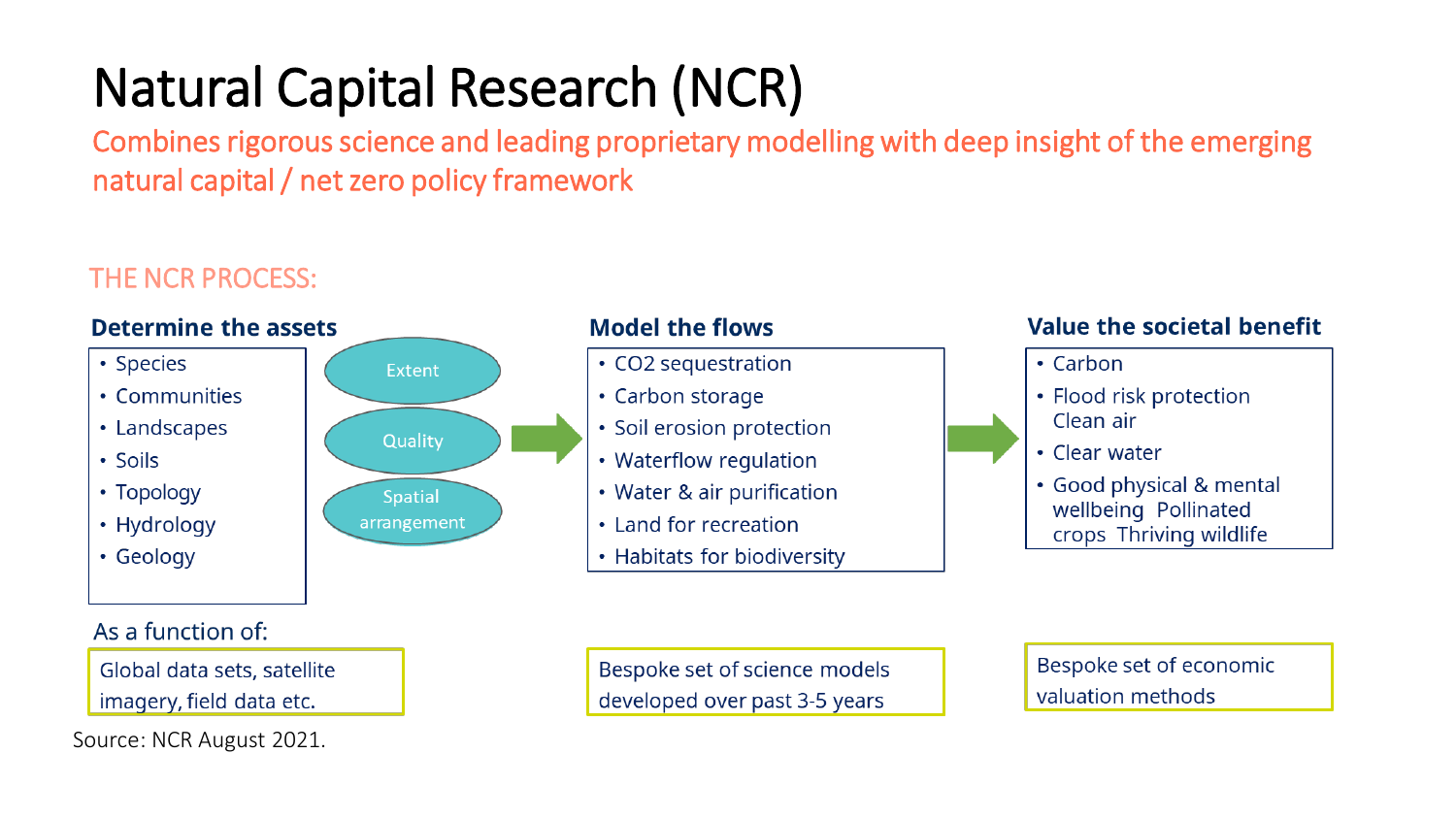# Natural Capital Research (NCR)

Combines rigorous science and leading proprietary modelling with deep insight of the emerging natural capital / net zero policy framework

THE NCR PROCESS:

### Determine the assets

- Species
- Communities
- Landscapes
- Soils
- Topology
- Hydrology
- Geology

Extent

Quality

Spatial arrangement

As a function of:

Global data sets, satellite imagery, field data etc.

### Model the flows

- $CO_2$ sequestration
- Carbon storage
- Soil erosion protection
- Waterflow regulation
- Water & air purification
- Land for recreation
- Habitats for biodiversity

Bespoke set of science models developed over past 3-5 years

### Value the societal benefit

- Carbon
- Flood risk protection Clean air
- Clear water
- Good physical & mental wellbeing Pollinated crops Thriving wildlife

Bespoke set of economic valuation methods

Source: NCR August 2021.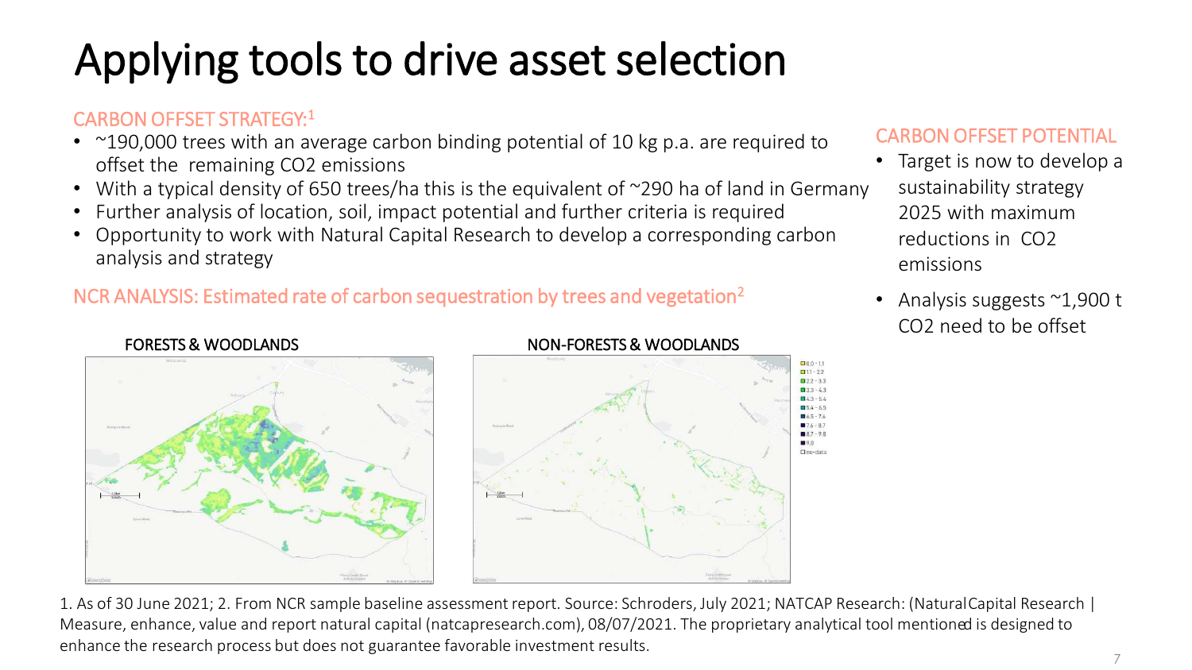# Applying tools to drive asset selection

CARBON OFFSET STRATEGY:[1]

- ~190,000 trees with an average carbon binding potential of 10 kg p.a. are required to offset the remaining $CO_2$ emissions
- With a typical density of 650 trees/ha this is the equivalent of ~290 ha of land in Germany
- Further analysis of location, soil, impact potential and further criteria is required
- Opportunity to work with Natural Capital Research to develop a corresponding carbon analysis and strategy

NCR ANALYSIS: Estimated rate of carbon sequestration by trees and vegetation[2]

FORESTS & WOODLANDS

NON-FORESTS & WOODLANDS

0.0 - 1.1
1.1 - 2.2
2.2 - 3.3
3.3 - 4.3
4.3 - 5.4
5.4 - 6.5
6.5 - 7.6
7.6 - 8.7
8.7 - 9.8
9.8
no-data

CARBON OFFSET POTENTIAL

- Target is now to develop a sustainability strategy 2025 with maximum reductions in $CO_2$ emissions
- Analysis suggests ~1,900 t $CO_2$ need to be offset

1. As of 30 June 2021; 2. From NCR sample baseline assessment report. Source: Schroders, July 2021; NATCAP Research: (Natural Capital Research | Measure, enhance, value and report natural capital (natcapresearch.com), 08/07/2021. The proprietary analytical tool mentioned is designed to enhance the research process but does not guarantee favorable investment results.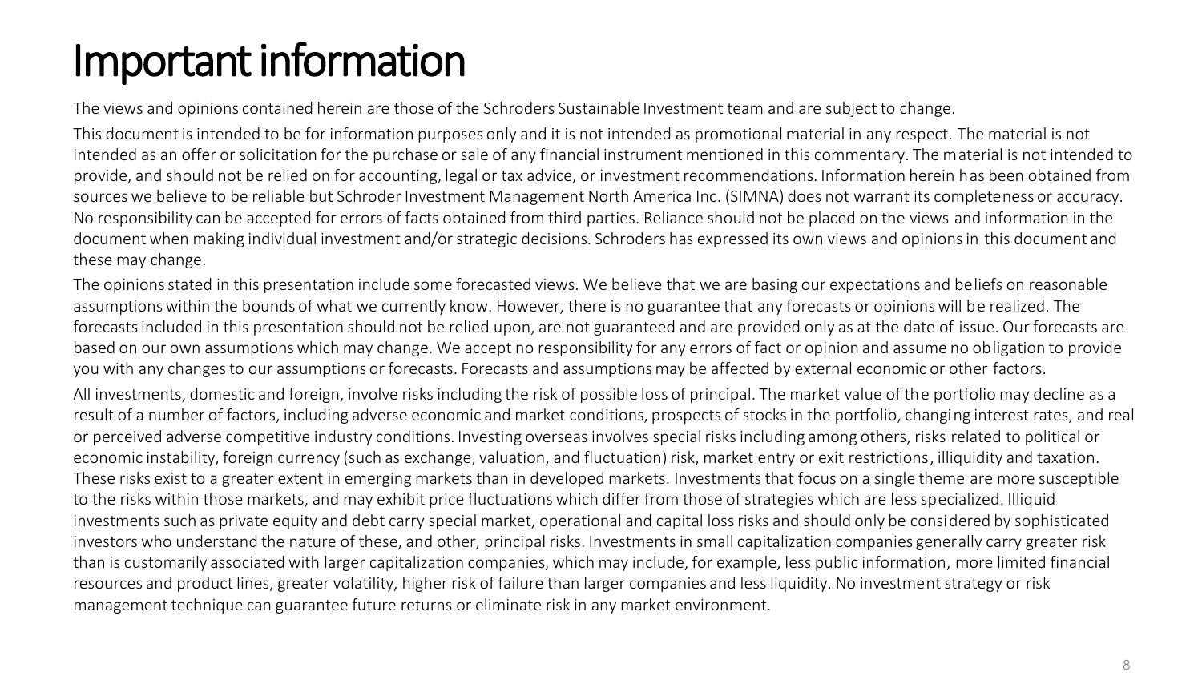# Important information

The views and opinions contained herein are those of the Schroders Sustainable Investment team and are subject to change.

This document is intended to be for information purposes only and it is not intended as promotional material in any respect. The material is not intended as an offer or solicitation for the purchase or sale of any financial instrument mentioned in this commentary. The material is not intended to provide, and should not be relied on for accounting, legal or tax advice, or investment recommendations. Information herein has been obtained from sources we believe to be reliable but Schroder Investment Management North America Inc. (SIMNA) does not warrant its completeness or accuracy. No responsibility can be accepted for errors of facts obtained from third parties. Reliance should not be placed on the views and information in the document when making individual investment and/or strategic decisions. Schroders has expressed its own views and opinions in this document and these may change.

The opinions stated in this presentation include some forecasted views. We believe that we are basing our expectations and beliefs on reasonable assumptions within the bounds of what we currently know. However, there is no guarantee that any forecasts or opinions will be realized. The forecasts included in this presentation should not be relied upon, are not guaranteed and are provided only as at the date of issue. Our forecasts are based on our own assumptions which may change. We accept no responsibility for any errors of fact or opinion and assume no obligation to provide you with any changes to our assumptions or forecasts. Forecasts and assumptions may be affected by external economic or other factors.

All investments, domestic and foreign, involve risks including the risk of possible loss of principal. The market value of the portfolio may decline as a result of a number of factors, including adverse economic and market conditions, prospects of stocks in the portfolio, changing interest rates, and real or perceived adverse competitive industry conditions. Investing overseas involves special risks including among others, risks related to political or economic instability, foreign currency (such as exchange, valuation, and fluctuation) risk, market entry or exit restrictions, illiquidity and taxation. These risks exist to a greater extent in emerging markets than in developed markets. Investments that focus on a single theme are more susceptible to the risks within those markets, and may exhibit price fluctuations which differ from those of strategies which are less specialized. Illiquid investments such as private equity and debt carry special market, operational and capital loss risks and should only be considered by sophisticated investors who understand the nature of these, and other, principal risks. Investments in small capitalization companies generally carry greater risk than is customarily associated with larger capitalization companies, which may include, for example, less public information, more limited financial resources and product lines, greater volatility, higher risk of failure than larger companies and less liquidity. No investment strategy or risk management technique can guarantee future returns or eliminate risk in any market environment.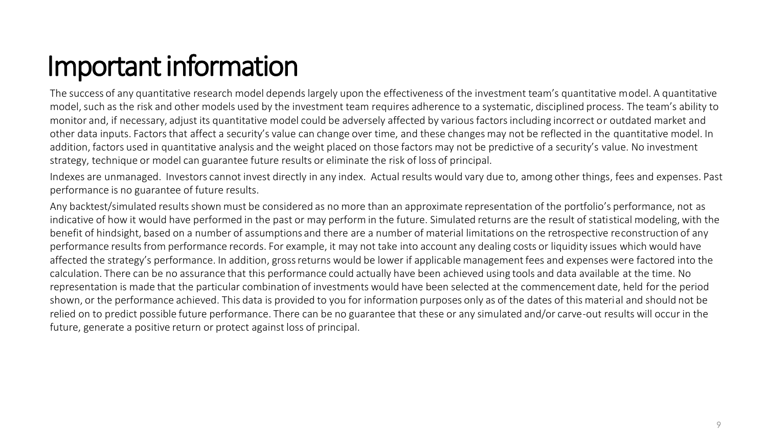# Important information

The success of any quantitative research model depends largely upon the effectiveness of the investment team's quantitative model. A quantitative model, such as the risk and other models used by the investment team requires adherence to a systematic, disciplined process. The team's ability to monitor and, if necessary, adjust its quantitative model could be adversely affected by various factors including incorrect or outdated market and other data inputs. Factors that affect a security's value can change over time, and these changes may not be reflected in the quantitative model. In addition, factors used in quantitative analysis and the weight placed on those factors may not be predictive of a security's value. No investment strategy, technique or model can guarantee future results or eliminate the risk of loss of principal.

Indexes are unmanaged. Investors cannot invest directly in any index. Actual results would vary due to, among other things, fees and expenses. Past performance is no guarantee of future results.

Any backtest/simulated results shown must be considered as no more than an approximate representation of the portfolio's performance, not as indicative of how it would have performed in the past or may perform in the future. Simulated returns are the result of statistical modeling, with the benefit of hindsight, based on a number of assumptions and there are a number of material limitations on the retrospective reconstruction of any performance results from performance records. For example, it may not take into account any dealing costs or liquidity issues which would have affected the strategy's performance. In addition, gross returns would be lower if applicable management fees and expenses were factored into the calculation. There can be no assurance that this performance could actually have been achieved using tools and data available at the time. No representation is made that the particular combination of investments would have been selected at the commencement date, held for the period shown, or the performance achieved. This data is provided to you for information purposes only as of the dates of this material and should not be relied on to predict possible future performance. There can be no guarantee that these or any simulated and/or carve-out results will occur in the future, generate a positive return or protect against loss of principal.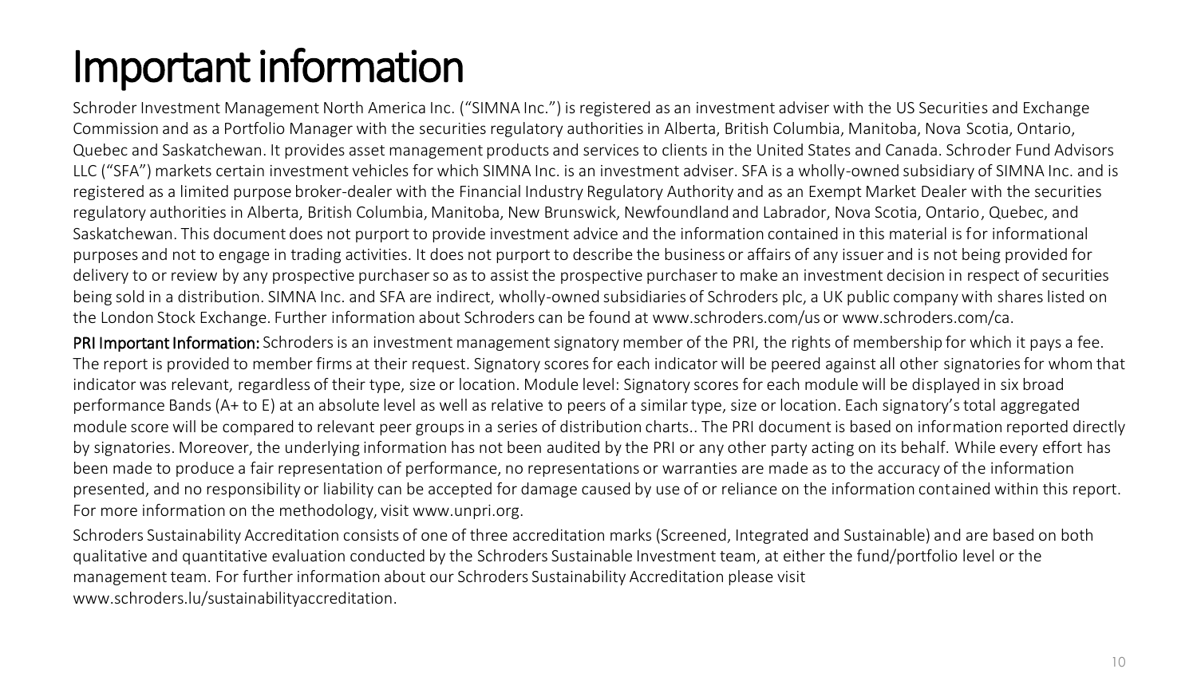# Important information

Schroder Investment Management North America Inc. ("SIMNA Inc.") is registered as an investment adviser with the US Securities and Exchange Commission and as a Portfolio Manager with the securities regulatory authorities in Alberta, British Columbia, Manitoba, Nova Scotia, Ontario, Quebec and Saskatchewan. It provides asset management products and services to clients in the United States and Canada. Schroder Fund Advisors LLC ("SFA") markets certain investment vehicles for which SIMNA Inc. is an investment adviser. SFA is a wholly-owned subsidiary of SIMNA Inc. and is registered as a limited purpose broker-dealer with the Financial Industry Regulatory Authority and as an Exempt Market Dealer with the securities regulatory authorities in Alberta, British Columbia, Manitoba, New Brunswick, Newfoundland and Labrador, Nova Scotia, Ontario, Quebec, and Saskatchewan. This document does not purport to provide investment advice and the information contained in this material is for informational purposes and not to engage in trading activities. It does not purport to describe the business or affairs of any issuer and is not being provided for delivery to or review by any prospective purchaser so as to assist the prospective purchaser to make an investment decision in respect of securities being sold in a distribution. SIMNA Inc. and SFA are indirect, wholly-owned subsidiaries of Schroders plc, a UK public company with shares listed on the London Stock Exchange. Further information about Schroders can be found at www.schroders.com/us or www.schroders.com/ca.

PRI Important Information: Schroders is an investment management signatory member of the PRI, the rights of membership for which it pays a fee. The report is provided to member firms at their request. Signatory scores for each indicator will be peered against all other signatories for whom that indicator was relevant, regardless of their type, size or location. Module level: Signatory scores for each module will be displayed in six broad performance Bands (A+ to E) at an absolute level as well as relative to peers of a similar type, size or location. Each signatory's total aggregated module score will be compared to relevant peer groups in a series of distribution charts.. The PRI document is based on information reported directly by signatories. Moreover, the underlying information has not been audited by the PRI or any other party acting on its behalf. While every effort has been made to produce a fair representation of performance, no representations or warranties are made as to the accuracy of the information presented, and no responsibility or liability can be accepted for damage caused by use of or reliance on the information contained within this report. For more information on the methodology, visit www.unpri.org.

Schroders Sustainability Accreditation consists of one of three accreditation marks (Screened, Integrated and Sustainable) and are based on both qualitative and quantitative evaluation conducted by the Schroders Sustainable Investment team, at either the fund/portfolio level or the management team. For further information about our Schroders Sustainability Accreditation please visit www.schroders.lu/sustainabilityaccreditation.